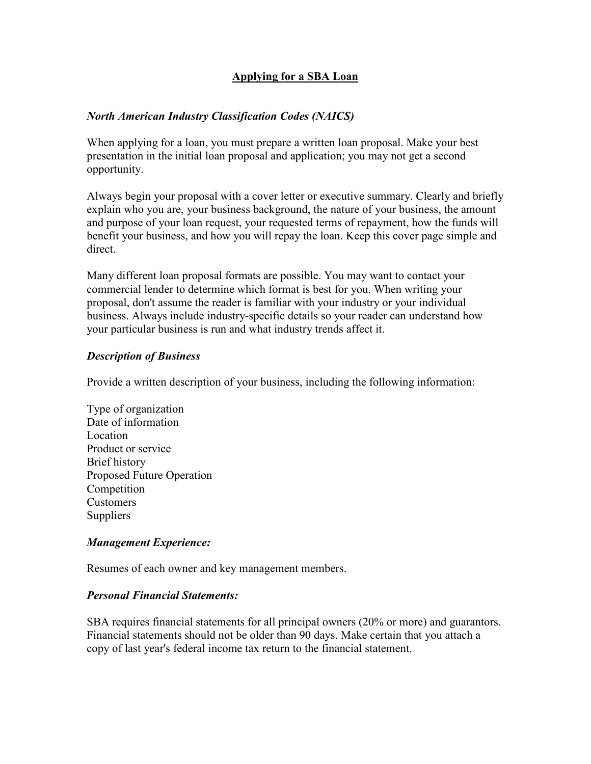# Applying for a SBA Loan

### *North American Industry Classification Codes (NAICS)*

When applying for a loan, you must prepare a written loan proposal. Make your best presentation in the initial loan proposal and application; you may not get a second opportunity.

Always begin your proposal with a cover letter or executive summary. Clearly and briefly explain who you are, your business background, the nature of your business, the amount and purpose of your loan request, your requested terms of repayment, how the funds will benefit your business, and how you will repay the loan. Keep this cover page simple and direct.

Many different loan proposal formats are possible. You may want to contact your commercial lender to determine which format is best for you. When writing your proposal, don't assume the reader is familiar with your industry or your individual business. Always include industry-specific details so your reader can understand how your particular business is run and what industry trends affect it.

### *Description of Business*

Provide a written description of your business, including the following information:

Type of organization
Date of information
Location
Product or service
Brief history
Proposed Future Operation
Competition
Customers
Suppliers

### *Management Experience:*

Resumes of each owner and key management members.

### *Personal Financial Statements:*

SBA requires financial statements for all principal owners (20% or more) and guarantors. Financial statements should not be older than 90 days. Make certain that you attach a copy of last year's federal income tax return to the financial statement.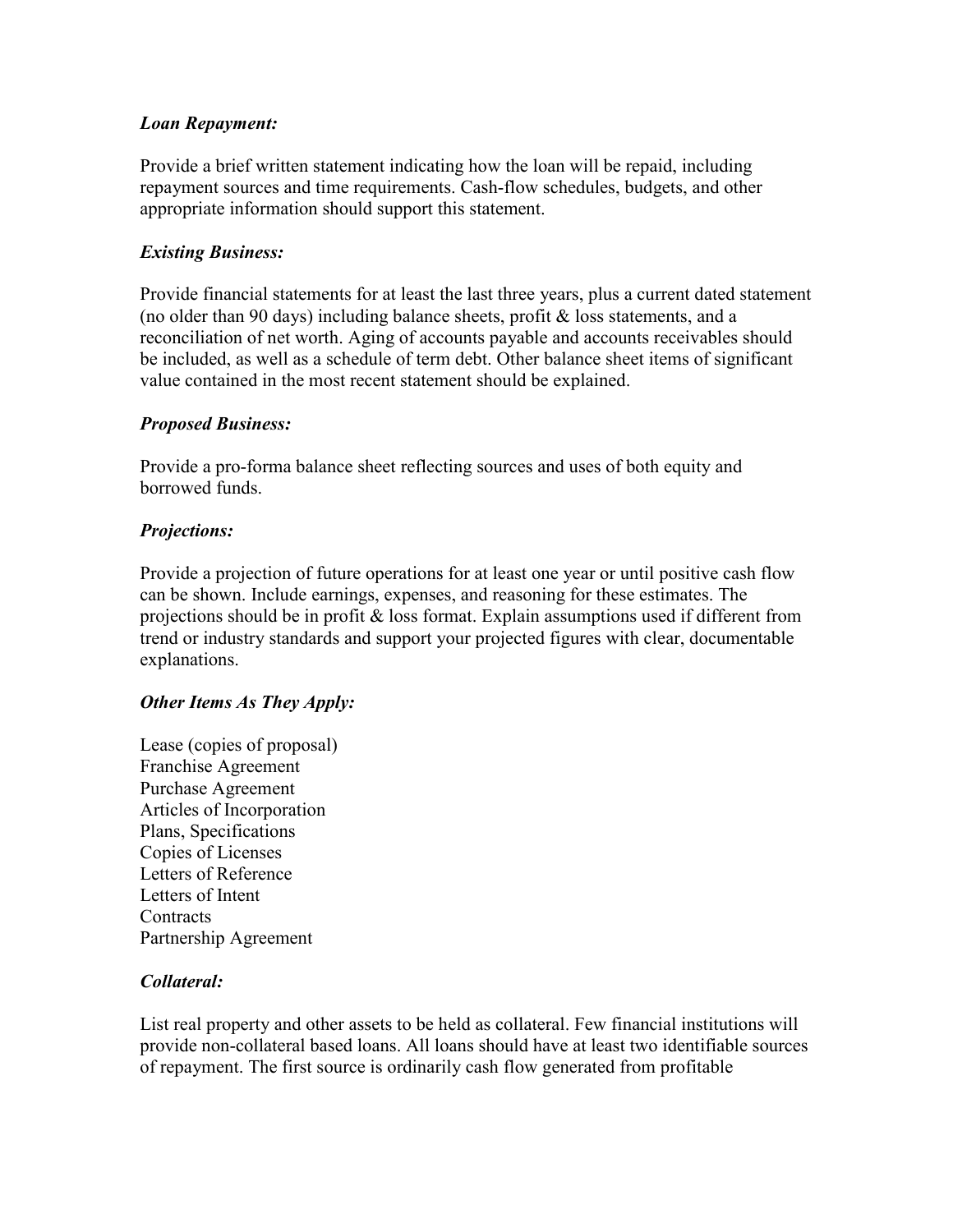***Loan Repayment:***

Provide a brief written statement indicating how the loan will be repaid, including repayment sources and time requirements. Cash-flow schedules, budgets, and other appropriate information should support this statement.

***Existing Business:***

Provide financial statements for at least the last three years, plus a current dated statement (no older than 90 days) including balance sheets, profit & loss statements, and a reconciliation of net worth. Aging of accounts payable and accounts receivables should be included, as well as a schedule of term debt. Other balance sheet items of significant value contained in the most recent statement should be explained.

***Proposed Business:***

Provide a pro-forma balance sheet reflecting sources and uses of both equity and borrowed funds.

***Projections:***

Provide a projection of future operations for at least one year or until positive cash flow can be shown. Include earnings, expenses, and reasoning for these estimates. The projections should be in profit & loss format. Explain assumptions used if different from trend or industry standards and support your projected figures with clear, documentable explanations.

***Other Items As They Apply:***

Lease (copies of proposal)  
Franchise Agreement  
Purchase Agreement  
Articles of Incorporation  
Plans, Specifications  
Copies of Licenses  
Letters of Reference  
Letters of Intent  
Contracts  
Partnership Agreement

***Collateral:***

List real property and other assets to be held as collateral. Few financial institutions will provide non-collateral based loans. All loans should have at least two identifiable sources of repayment. The first source is ordinarily cash flow generated from profitable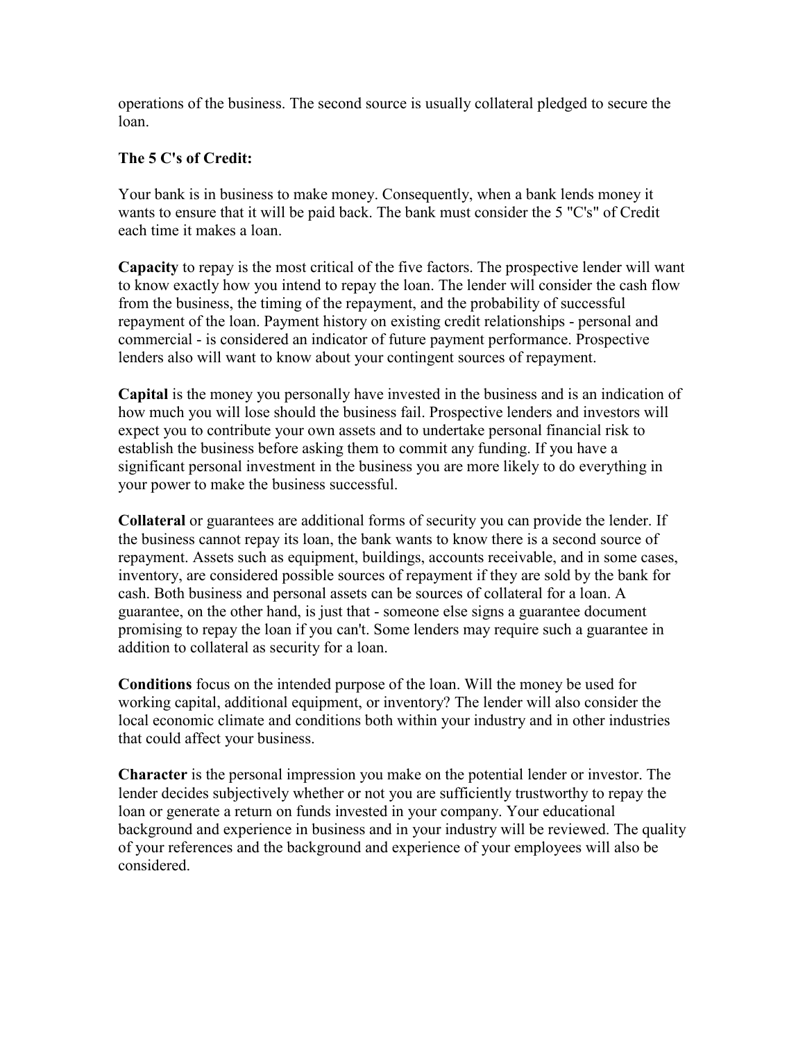operations of the business. The second source is usually collateral pledged to secure the loan.

**The 5 C's of Credit:**

Your bank is in business to make money. Consequently, when a bank lends money it wants to ensure that it will be paid back. The bank must consider the 5 "C's" of Credit each time it makes a loan.

**Capacity** to repay is the most critical of the five factors. The prospective lender will want to know exactly how you intend to repay the loan. The lender will consider the cash flow from the business, the timing of the repayment, and the probability of successful repayment of the loan. Payment history on existing credit relationships - personal and commercial - is considered an indicator of future payment performance. Prospective lenders also will want to know about your contingent sources of repayment.

**Capital** is the money you personally have invested in the business and is an indication of how much you will lose should the business fail. Prospective lenders and investors will expect you to contribute your own assets and to undertake personal financial risk to establish the business before asking them to commit any funding. If you have a significant personal investment in the business you are more likely to do everything in your power to make the business successful.

**Collateral** or guarantees are additional forms of security you can provide the lender. If the business cannot repay its loan, the bank wants to know there is a second source of repayment. Assets such as equipment, buildings, accounts receivable, and in some cases, inventory, are considered possible sources of repayment if they are sold by the bank for cash. Both business and personal assets can be sources of collateral for a loan. A guarantee, on the other hand, is just that - someone else signs a guarantee document promising to repay the loan if you can't. Some lenders may require such a guarantee in addition to collateral as security for a loan.

**Conditions** focus on the intended purpose of the loan. Will the money be used for working capital, additional equipment, or inventory? The lender will also consider the local economic climate and conditions both within your industry and in other industries that could affect your business.

**Character** is the personal impression you make on the potential lender or investor. The lender decides subjectively whether or not you are sufficiently trustworthy to repay the loan or generate a return on funds invested in your company. Your educational background and experience in business and in your industry will be reviewed. The quality of your references and the background and experience of your employees will also be considered.